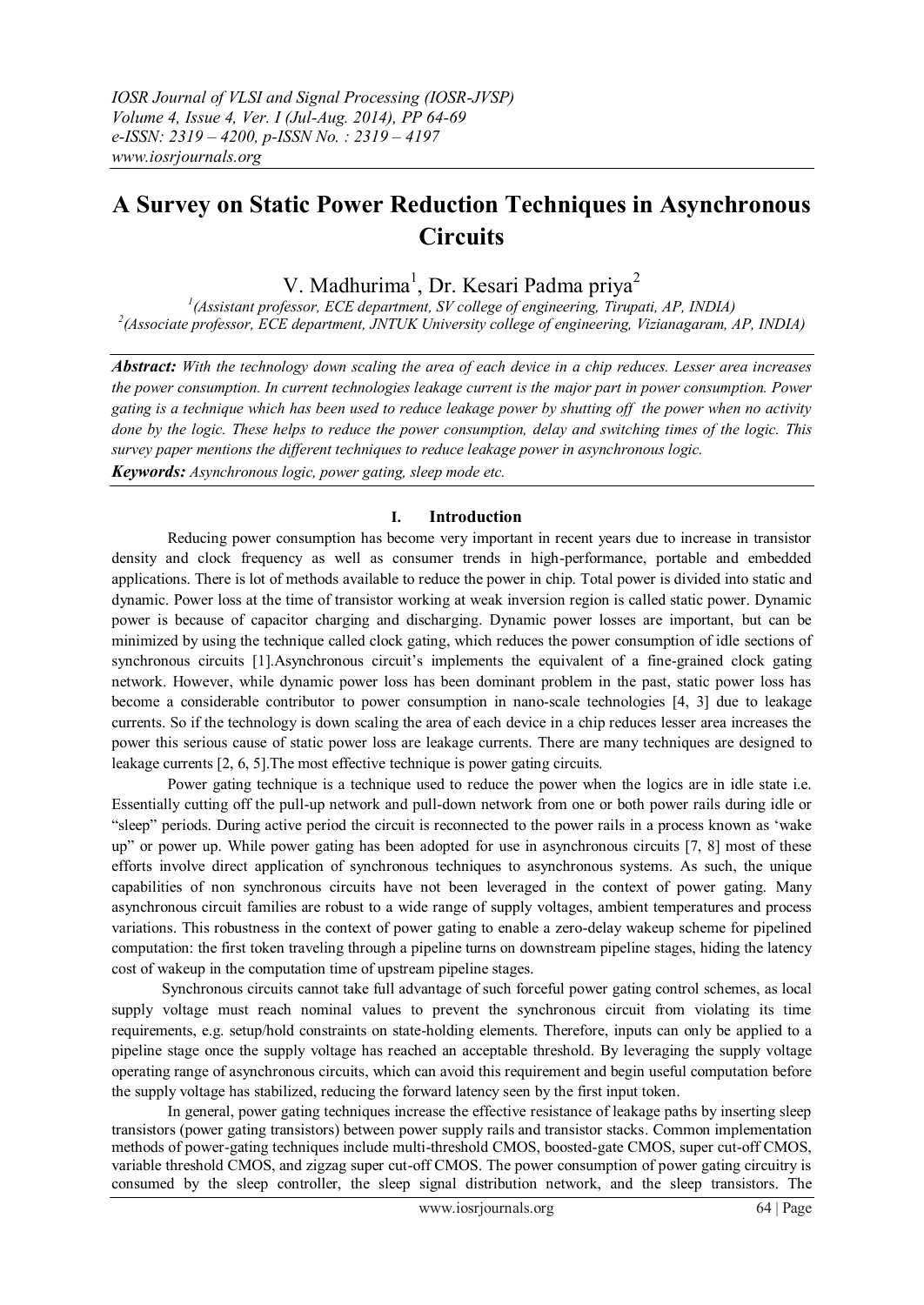# A Survey on Static Power Reduction Techniques in Asynchronous Circuits

V. Madhurima[1], Dr. Kesari Padma priya[2]

[1](Assistant professor, ECE department, SV college of engineering, Tirupati, AP, INDIA)
[2](Associate professor, ECE department, JNTUK University college of engineering, Vizianagaram, AP, INDIA)

***Abstract:*** *With the technology down scaling the area of each device in a chip reduces. Lesser area increases the power consumption. In current technologies leakage current is the major part in power consumption. Power gating is a technique which has been used to reduce leakage power by shutting off the power when no activity done by the logic. These helps to reduce the power consumption, delay and switching times of the logic. This survey paper mentions the different techniques to reduce leakage power in asynchronous logic.*

***Keywords:*** *Asynchronous logic, power gating, sleep mode etc.*

## I. Introduction

Reducing power consumption has become very important in recent years due to increase in transistor density and clock frequency as well as consumer trends in high-performance, portable and embedded applications. There is lot of methods available to reduce the power in chip. Total power is divided into static and dynamic. Power loss at the time of transistor working at weak inversion region is called static power. Dynamic power is because of capacitor charging and discharging. Dynamic power losses are important, but can be minimized by using the technique called clock gating, which reduces the power consumption of idle sections of synchronous circuits [1].Asynchronous circuit's implements the equivalent of a fine-grained clock gating network. However, while dynamic power loss has been dominant problem in the past, static power loss has become a considerable contributor to power consumption in nano-scale technologies [4, 3] due to leakage currents. So if the technology is down scaling the area of each device in a chip reduces lesser area increases the power this serious cause of static power loss are leakage currents. There are many techniques are designed to leakage currents [2, 6, 5].The most effective technique is power gating circuits.

Power gating technique is a technique used to reduce the power when the logics are in idle state i.e. Essentially cutting off the pull-up network and pull-down network from one or both power rails during idle or "sleep" periods. During active period the circuit is reconnected to the power rails in a process known as 'wake up" or power up. While power gating has been adopted for use in asynchronous circuits [7, 8] most of these efforts involve direct application of synchronous techniques to asynchronous systems. As such, the unique capabilities of non synchronous circuits have not been leveraged in the context of power gating. Many asynchronous circuit families are robust to a wide range of supply voltages, ambient temperatures and process variations. This robustness in the context of power gating to enable a zero-delay wakeup scheme for pipelined computation: the first token traveling through a pipeline turns on downstream pipeline stages, hiding the latency cost of wakeup in the computation time of upstream pipeline stages.

Synchronous circuits cannot take full advantage of such forceful power gating control schemes, as local supply voltage must reach nominal values to prevent the synchronous circuit from violating its time requirements, e.g. setup/hold constraints on state-holding elements. Therefore, inputs can only be applied to a pipeline stage once the supply voltage has reached an acceptable threshold. By leveraging the supply voltage operating range of asynchronous circuits, which can avoid this requirement and begin useful computation before the supply voltage has stabilized, reducing the forward latency seen by the first input token.

In general, power gating techniques increase the effective resistance of leakage paths by inserting sleep transistors (power gating transistors) between power supply rails and transistor stacks. Common implementation methods of power-gating techniques include multi-threshold CMOS, boosted-gate CMOS, super cut-off CMOS, variable threshold CMOS, and zigzag super cut-off CMOS. The power consumption of power gating circuitry is consumed by the sleep controller, the sleep signal distribution network, and the sleep transistors. The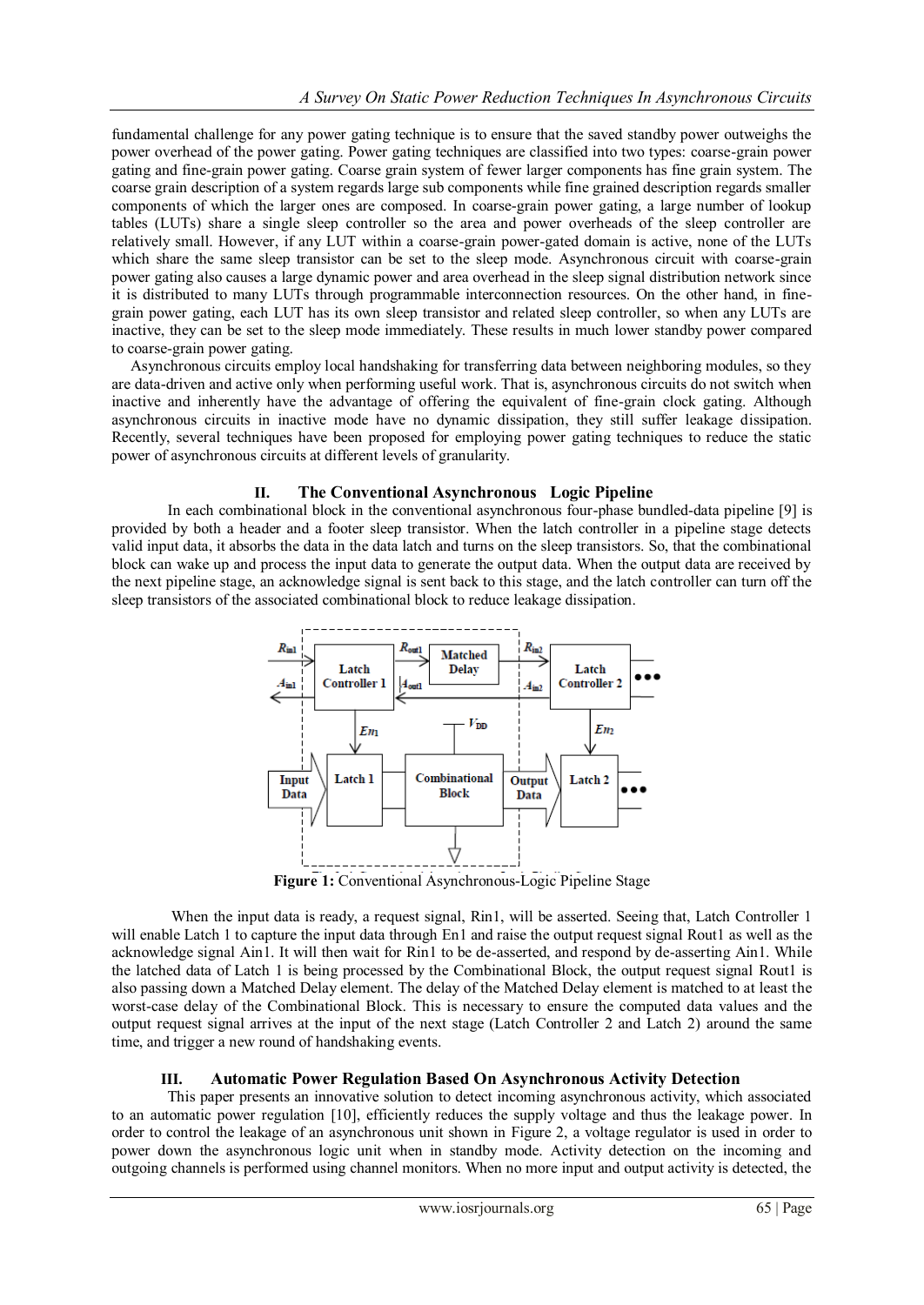fundamental challenge for any power gating technique is to ensure that the saved standby power outweighs the power overhead of the power gating. Power gating techniques are classified into two types: coarse-grain power gating and fine-grain power gating. Coarse grain system of fewer larger components has fine grain system. The coarse grain description of a system regards large sub components while fine grained description regards smaller components of which the larger ones are composed. In coarse-grain power gating, a large number of lookup tables (LUTs) share a single sleep controller so the area and power overheads of the sleep controller are relatively small. However, if any LUT within a coarse-grain power-gated domain is active, none of the LUTs which share the same sleep transistor can be set to the sleep mode. Asynchronous circuit with coarse-grain power gating also causes a large dynamic power and area overhead in the sleep signal distribution network since it is distributed to many LUTs through programmable interconnection resources. On the other hand, in fine-grain power gating, each LUT has its own sleep transistor and related sleep controller, so when any LUTs are inactive, they can be set to the sleep mode immediately. These results in much lower standby power compared to coarse-grain power gating.

Asynchronous circuits employ local handshaking for transferring data between neighboring modules, so they are data-driven and active only when performing useful work. That is, asynchronous circuits do not switch when inactive and inherently have the advantage of offering the equivalent of fine-grain clock gating. Although asynchronous circuits in inactive mode have no dynamic dissipation, they still suffer leakage dissipation. Recently, several techniques have been proposed for employing power gating techniques to reduce the static power of asynchronous circuits at different levels of granularity.

## II. The Conventional Asynchronous Logic Pipeline

In each combinational block in the conventional asynchronous four-phase bundled-data pipeline [9] is provided by both a header and a footer sleep transistor. When the latch controller in a pipeline stage detects valid input data, it absorbs the data in the data latch and turns on the sleep transistors. So, that the combinational block can wake up and process the input data to generate the output data. When the output data are received by the next pipeline stage, an acknowledge signal is sent back to this stage, and the latch controller can turn off the sleep transistors of the associated combinational block to reduce leakage dissipation.

**Figure 1:** Conventional Asynchronous-Logic Pipeline Stage

When the input data is ready, a request signal, Rin1, will be asserted. Seeing that, Latch Controller 1 will enable Latch 1 to capture the input data through En1 and raise the output request signal Rout1 as well as the acknowledge signal Ain1. It will then wait for Rin1 to be de-asserted, and respond by de-asserting Ain1. While the latched data of Latch 1 is being processed by the Combinational Block, the output request signal Rout1 is also passing down a Matched Delay element. The delay of the Matched Delay element is matched to at least the worst-case delay of the Combinational Block. This is necessary to ensure the computed data values and the output request signal arrives at the input of the next stage (Latch Controller 2 and Latch 2) around the same time, and trigger a new round of handshaking events.

## III. Automatic Power Regulation Based On Asynchronous Activity Detection

This paper presents an innovative solution to detect incoming asynchronous activity, which associated to an automatic power regulation [10], efficiently reduces the supply voltage and thus the leakage power. In order to control the leakage of an asynchronous unit shown in Figure 2, a voltage regulator is used in order to power down the asynchronous logic unit when in standby mode. Activity detection on the incoming and outgoing channels is performed using channel monitors. When no more input and output activity is detected, the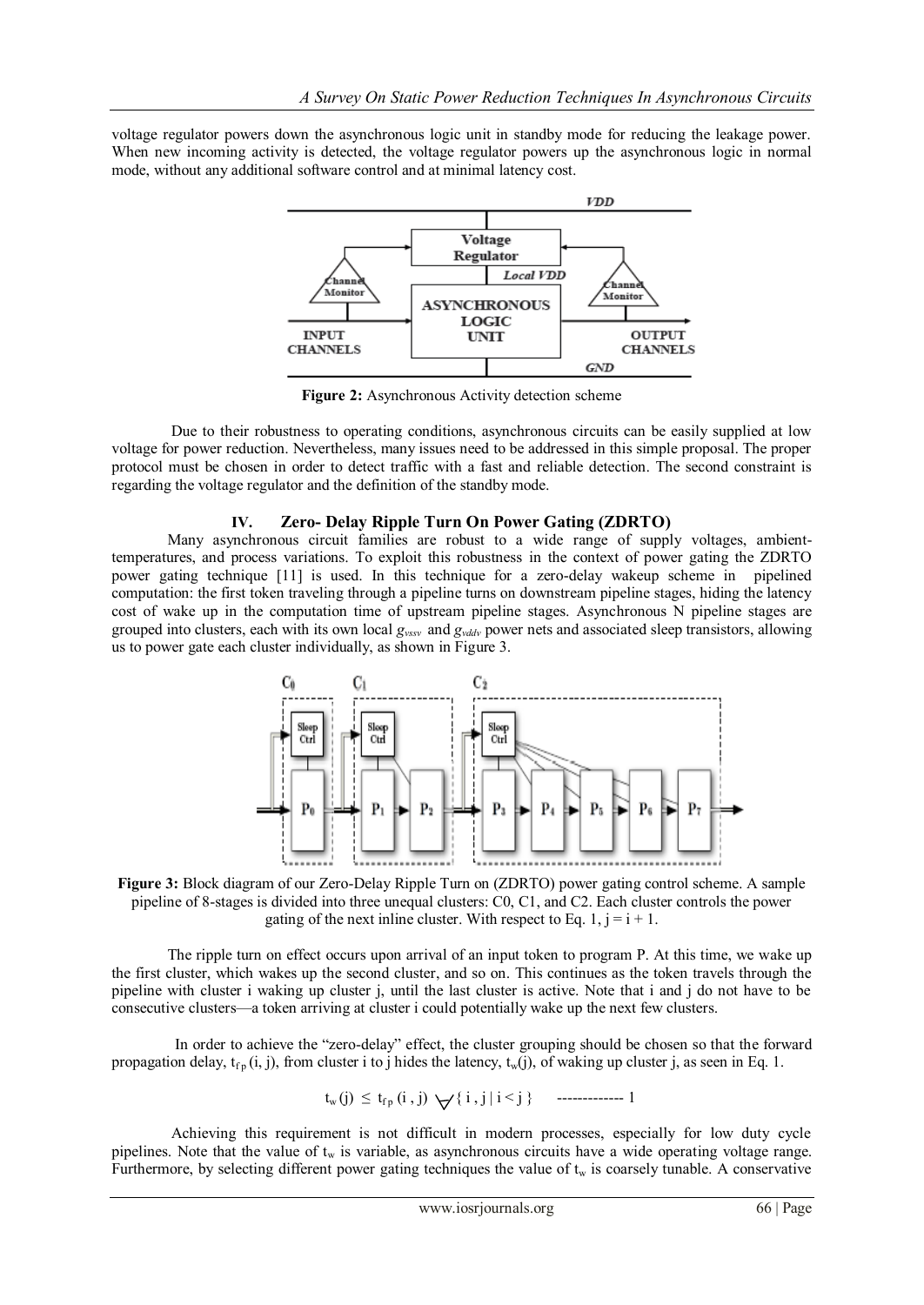voltage regulator powers down the asynchronous logic unit in standby mode for reducing the leakage power. When new incoming activity is detected, the voltage regulator powers up the asynchronous logic in normal mode, without any additional software control and at minimal latency cost.

**Figure 2:** Asynchronous Activity detection scheme

Due to their robustness to operating conditions, asynchronous circuits can be easily supplied at low voltage for power reduction. Nevertheless, many issues need to be addressed in this simple proposal. The proper protocol must be chosen in order to detect traffic with a fast and reliable detection. The second constraint is regarding the voltage regulator and the definition of the standby mode.

## IV. Zero- Delay Ripple Turn On Power Gating (ZDRTO)

Many asynchronous circuit families are robust to a wide range of supply voltages, ambient-temperatures, and process variations. To exploit this robustness in the context of power gating the ZDRTO power gating technique [11] is used. In this technique for a zero-delay wakeup scheme in pipelined computation: the first token traveling through a pipeline turns on downstream pipeline stages, hiding the latency cost of wake up in the computation time of upstream pipeline stages. Asynchronous N pipeline stages are grouped into clusters, each with its own local $g_{vssv}$ and $g_{vddv}$ power nets and associated sleep transistors, allowing us to power gate each cluster individually, as shown in Figure 3.

**Figure 3:** Block diagram of our Zero-Delay Ripple Turn on (ZDRTO) power gating control scheme. A sample pipeline of 8-stages is divided into three unequal clusters: C0, C1, and C2. Each cluster controls the power gating of the next inline cluster. With respect to Eq. 1, j = i + 1.

The ripple turn on effect occurs upon arrival of an input token to program P. At this time, we wake up the first cluster, which wakes up the second cluster, and so on. This continues as the token travels through the pipeline with cluster i waking up cluster j, until the last cluster is active. Note that i and j do not have to be consecutive clusters—a token arriving at cluster i could potentially wake up the next few clusters.

In order to achieve the "zero-delay" effect, the cluster grouping should be chosen so that the forward propagation delay, $t_{fp}(i, j)$, from cluster i to j hides the latency, $t_w(j)$, of waking up cluster j, as seen in Eq. 1.

$$t_w(j) \leq t_{fp}(i, j) \quad \forall \{ i, j \mid i < j \} \qquad \text{------------- 1}$$

Achieving this requirement is not difficult in modern processes, especially for low duty cycle pipelines. Note that the value of $t_w$ is variable, as asynchronous circuits have a wide operating voltage range. Furthermore, by selecting different power gating techniques the value of $t_w$ is coarsely tunable. A conservative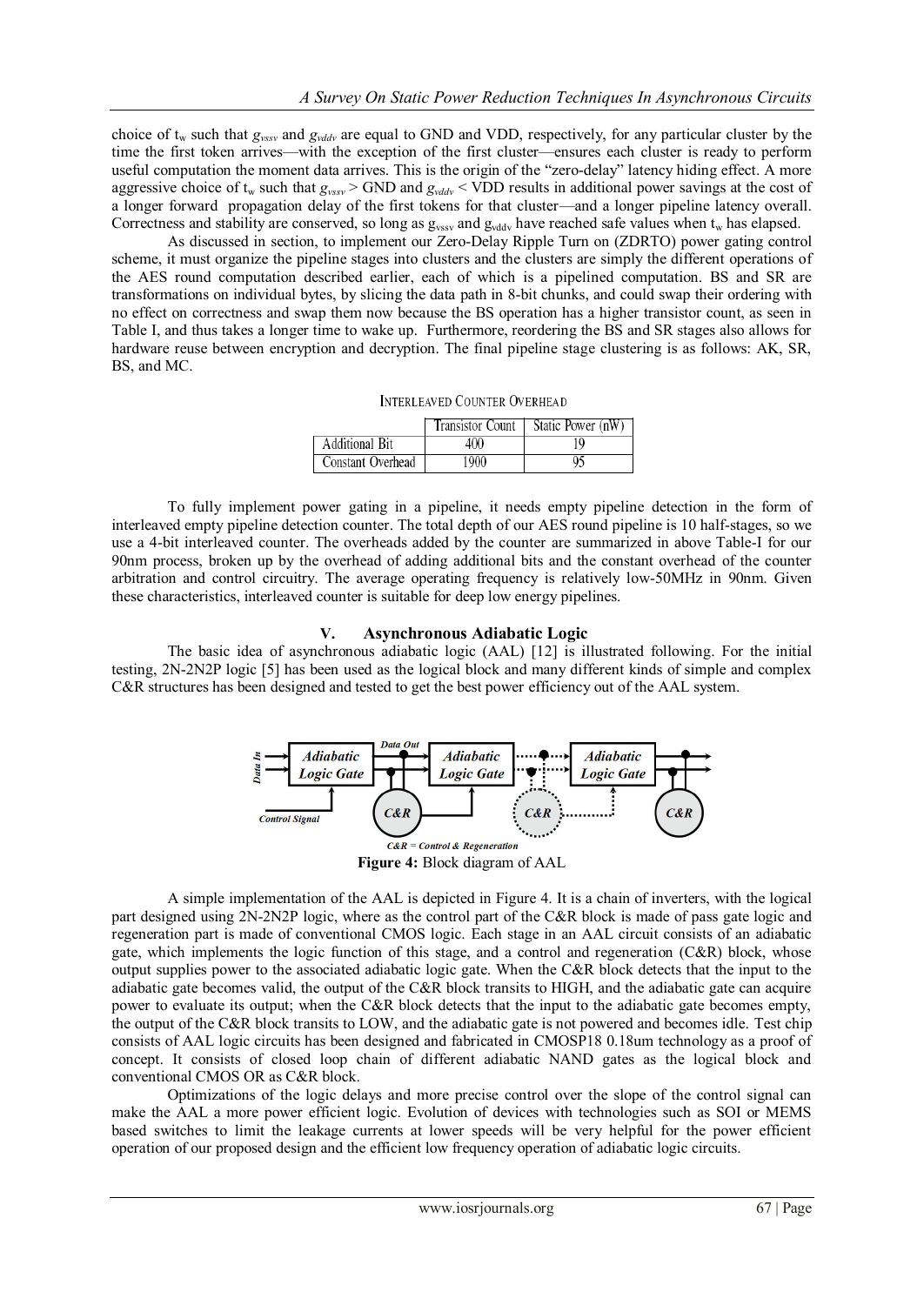choice of $t_w$ such that $g_{vssv}$ and $g_{vddv}$ are equal to GND and VDD, respectively, for any particular cluster by the time the first token arrives—with the exception of the first cluster—ensures each cluster is ready to perform useful computation the moment data arrives. This is the origin of the "zero-delay" latency hiding effect. A more aggressive choice of $t_w$ such that $g_{vssv}$ > GND and $g_{vddv}$ < VDD results in additional power savings at the cost of a longer forward propagation delay of the first tokens for that cluster—and a longer pipeline latency overall. Correctness and stability are conserved, so long as $g_{vssv}$ and $g_{vddv}$ have reached safe values when $t_w$ has elapsed.

As discussed in section, to implement our Zero-Delay Ripple Turn on (ZDRTO) power gating control scheme, it must organize the pipeline stages into clusters and the clusters are simply the different operations of the AES round computation described earlier, each of which is a pipelined computation. BS and SR are transformations on individual bytes, by slicing the data path in 8-bit chunks, and could swap their ordering with no effect on correctness and swap them now because the BS operation has a higher transistor count, as seen in Table I, and thus takes a longer time to wake up. Furthermore, reordering the BS and SR stages also allows for hardware reuse between encryption and decryption. The final pipeline stage clustering is as follows: AK, SR, BS, and MC.

INTERLEAVED COUNTER OVERHEAD

| | Transistor Count | Static Power (nW) |
|---|---|---|
| Additional Bit | 400 | 19 |
| Constant Overhead | 1900 | 95 |

To fully implement power gating in a pipeline, it needs empty pipeline detection in the form of interleaved empty pipeline detection counter. The total depth of our AES round pipeline is 10 half-stages, so we use a 4-bit interleaved counter. The overheads added by the counter are summarized in above Table-I for our 90nm process, broken up by the overhead of adding additional bits and the constant overhead of the counter arbitration and control circuitry. The average operating frequency is relatively low-50MHz in 90nm. Given these characteristics, interleaved counter is suitable for deep low energy pipelines.

## V. Asynchronous Adiabatic Logic

The basic idea of asynchronous adiabatic logic (AAL) [12] is illustrated following. For the initial testing, 2N-2N2P logic [5] has been used as the logical block and many different kinds of simple and complex C&R structures has been designed and tested to get the best power efficiency out of the AAL system.

*C&R = Control & Regeneration*

**Figure 4:** Block diagram of AAL

A simple implementation of the AAL is depicted in Figure 4. It is a chain of inverters, with the logical part designed using 2N-2N2P logic, where as the control part of the C&R block is made of pass gate logic and regeneration part is made of conventional CMOS logic. Each stage in an AAL circuit consists of an adiabatic gate, which implements the logic function of this stage, and a control and regeneration (C&R) block, whose output supplies power to the associated adiabatic logic gate. When the C&R block detects that the input to the adiabatic gate becomes valid, the output of the C&R block transits to HIGH, and the adiabatic gate can acquire power to evaluate its output; when the C&R block detects that the input to the adiabatic gate becomes empty, the output of the C&R block transits to LOW, and the adiabatic gate is not powered and becomes idle. Test chip consists of AAL logic circuits has been designed and fabricated in CMOSP18 0.18um technology as a proof of concept. It consists of closed loop chain of different adiabatic NAND gates as the logical block and conventional CMOS OR as C&R block.

Optimizations of the logic delays and more precise control over the slope of the control signal can make the AAL a more power efficient logic. Evolution of devices with technologies such as SOI or MEMS based switches to limit the leakage currents at lower speeds will be very helpful for the power efficient operation of our proposed design and the efficient low frequency operation of adiabatic logic circuits.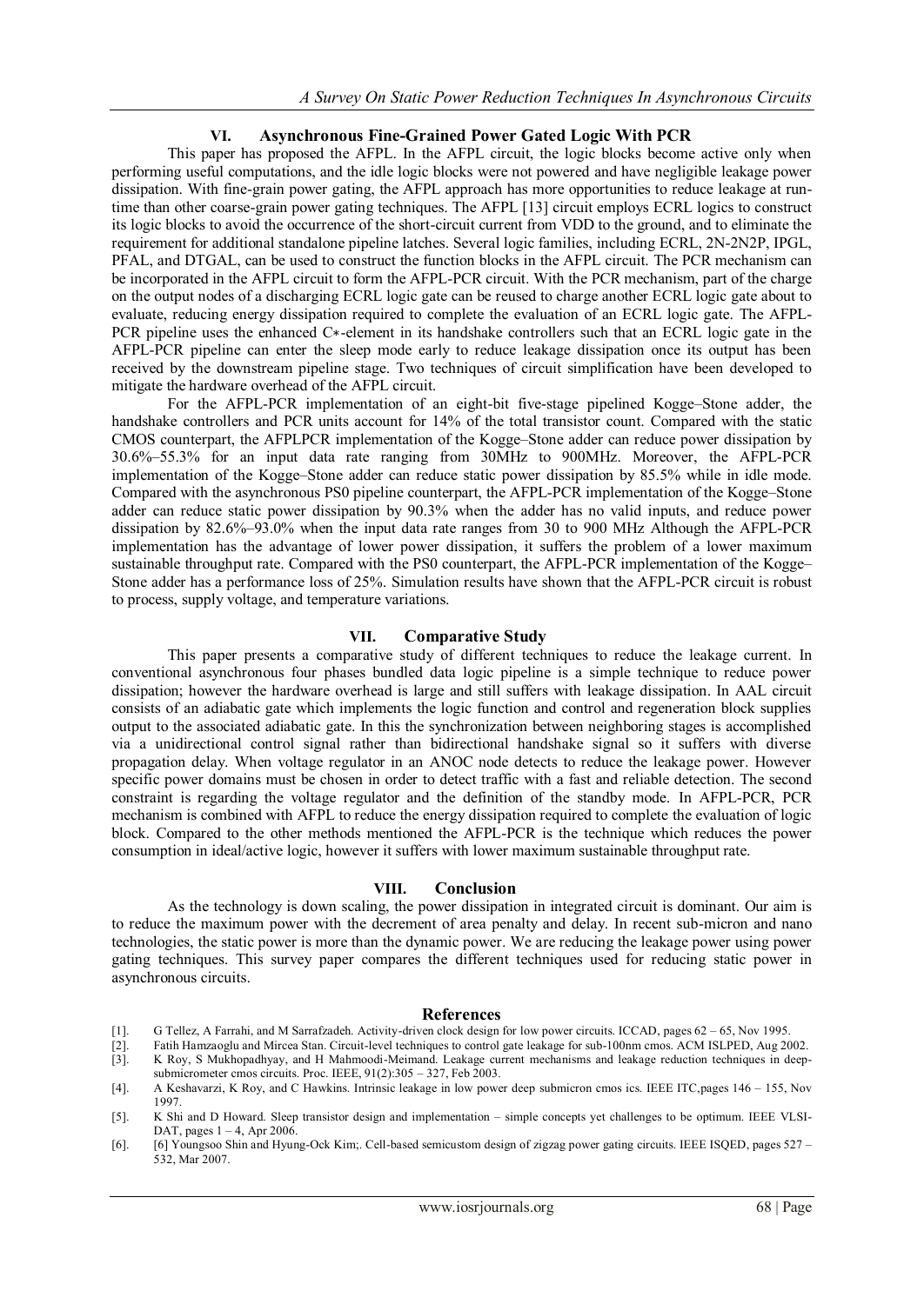## VI. Asynchronous Fine-Grained Power Gated Logic With PCR

This paper has proposed the AFPL. In the AFPL circuit, the logic blocks become active only when performing useful computations, and the idle logic blocks were not powered and have negligible leakage power dissipation. With fine-grain power gating, the AFPL approach has more opportunities to reduce leakage at run-time than other coarse-grain power gating techniques. The AFPL [13] circuit employs ECRL logics to construct its logic blocks to avoid the occurrence of the short-circuit current from VDD to the ground, and to eliminate the requirement for additional standalone pipeline latches. Several logic families, including ECRL, 2N-2N2P, IPGL, PFAL, and DTGAL, can be used to construct the function blocks in the AFPL circuit. The PCR mechanism can be incorporated in the AFPL circuit to form the AFPL-PCR circuit. With the PCR mechanism, part of the charge on the output nodes of a discharging ECRL logic gate can be reused to charge another ECRL logic gate about to evaluate, reducing energy dissipation required to complete the evaluation of an ECRL logic gate. The AFPL-PCR pipeline uses the enhanced C∗-element in its handshake controllers such that an ECRL logic gate in the AFPL-PCR pipeline can enter the sleep mode early to reduce leakage dissipation once its output has been received by the downstream pipeline stage. Two techniques of circuit simplification have been developed to mitigate the hardware overhead of the AFPL circuit.

For the AFPL-PCR implementation of an eight-bit five-stage pipelined Kogge–Stone adder, the handshake controllers and PCR units account for 14% of the total transistor count. Compared with the static CMOS counterpart, the AFPLPCR implementation of the Kogge–Stone adder can reduce power dissipation by 30.6%–55.3% for an input data rate ranging from 30MHz to 900MHz. Moreover, the AFPL-PCR implementation of the Kogge–Stone adder can reduce static power dissipation by 85.5% while in idle mode. Compared with the asynchronous PS0 pipeline counterpart, the AFPL-PCR implementation of the Kogge–Stone adder can reduce static power dissipation by 90.3% when the adder has no valid inputs, and reduce power dissipation by 82.6%–93.0% when the input data rate ranges from 30 to 900 MHz Although the AFPL-PCR implementation has the advantage of lower power dissipation, it suffers the problem of a lower maximum sustainable throughput rate. Compared with the PS0 counterpart, the AFPL-PCR implementation of the Kogge–Stone adder has a performance loss of 25%. Simulation results have shown that the AFPL-PCR circuit is robust to process, supply voltage, and temperature variations.

## VII. Comparative Study

This paper presents a comparative study of different techniques to reduce the leakage current. In conventional asynchronous four phases bundled data logic pipeline is a simple technique to reduce power dissipation; however the hardware overhead is large and still suffers with leakage dissipation. In AAL circuit consists of an adiabatic gate which implements the logic function and control and regeneration block supplies output to the associated adiabatic gate. In this the synchronization between neighboring stages is accomplished via a unidirectional control signal rather than bidirectional handshake signal so it suffers with diverse propagation delay. When voltage regulator in an ANOC node detects to reduce the leakage power. However specific power domains must be chosen in order to detect traffic with a fast and reliable detection. The second constraint is regarding the voltage regulator and the definition of the standby mode. In AFPL-PCR, PCR mechanism is combined with AFPL to reduce the energy dissipation required to complete the evaluation of logic block. Compared to the other methods mentioned the AFPL-PCR is the technique which reduces the power consumption in ideal/active logic, however it suffers with lower maximum sustainable throughput rate.

## VIII. Conclusion

As the technology is down scaling, the power dissipation in integrated circuit is dominant. Our aim is to reduce the maximum power with the decrement of area penalty and delay. In recent sub-micron and nano technologies, the static power is more than the dynamic power. We are reducing the leakage power using power gating techniques. This survey paper compares the different techniques used for reducing static power in asynchronous circuits.

## References

[1]. G Tellez, A Farrahi, and M Sarrafzadeh. Activity-driven clock design for low power circuits. ICCAD, pages 62 – 65, Nov 1995.

[2]. Fatih Hamzaoglu and Mircea Stan. Circuit-level techniques to control gate leakage for sub-100nm cmos. ACM ISLPED, Aug 2002.

[3]. K Roy, S Mukhopadhyay, and H Mahmoodi-Meimand. Leakage current mechanisms and leakage reduction techniques in deep-submicrometer cmos circuits. Proc. IEEE, 91(2):305 – 327, Feb 2003.

[4]. A Keshavarzi, K Roy, and C Hawkins. Intrinsic leakage in low power deep submicron cmos ics. IEEE ITC,pages 146 – 155, Nov 1997.

[5]. K Shi and D Howard. Sleep transistor design and implementation – simple concepts yet challenges to be optimum. IEEE VLSI-DAT, pages 1 – 4, Apr 2006.

[6]. [6] Youngsoo Shin and Hyung-Ock Kim;. Cell-based semicustom design of zigzag power gating circuits. IEEE ISQED, pages 527 – 532, Mar 2007.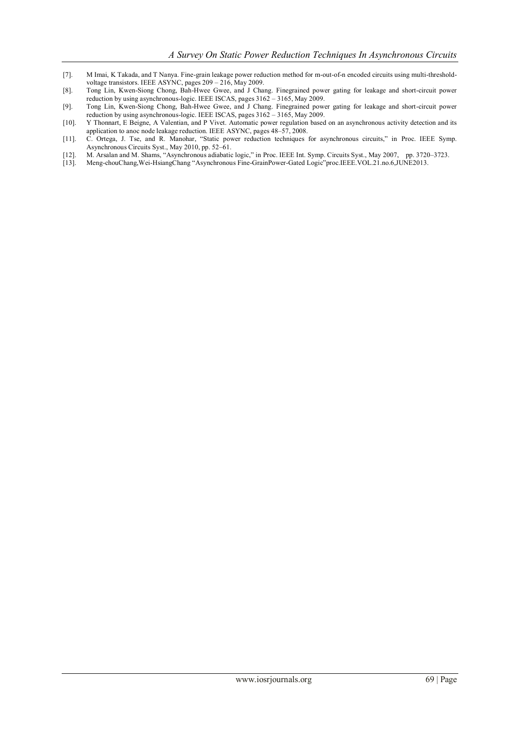[7]. M Imai, K Takada, and T Nanya. Fine-grain leakage power reduction method for m-out-of-n encoded circuits using multi-threshold-voltage transistors. IEEE ASYNC, pages 209 – 216, May 2009.

[8]. Tong Lin, Kwen-Siong Chong, Bah-Hwee Gwee, and J Chang. Finegrained power gating for leakage and short-circuit power reduction by using asynchronous-logic. IEEE ISCAS, pages 3162 – 3165, May 2009.

[9]. Tong Lin, Kwen-Siong Chong, Bah-Hwee Gwee, and J Chang. Finegrained power gating for leakage and short-circuit power reduction by using asynchronous-logic. IEEE ISCAS, pages 3162 – 3165, May 2009.

[10]. Y Thonnart, E Beigne, A Valentian, and P Vivet. Automatic power regulation based on an asynchronous activity detection and its application to anoc node leakage reduction. IEEE ASYNC, pages 48–57, 2008.

[11]. C. Ortega, J. Tse, and R. Manohar, "Static power reduction techniques for asynchronous circuits," in Proc. IEEE Symp. Asynchronous Circuits Syst., May 2010, pp. 52–61.

[12]. M. Arsalan and M. Shams, "Asynchronous adiabatic logic," in Proc. IEEE Int. Symp. Circuits Syst., May 2007, pp. 3720–3723.

[13]. Meng-chouChang,Wei-HsiangChang "Asynchronous Fine-GrainPower-Gated Logic"proc.IEEE.VOL.21.no.6,JUNE2013.